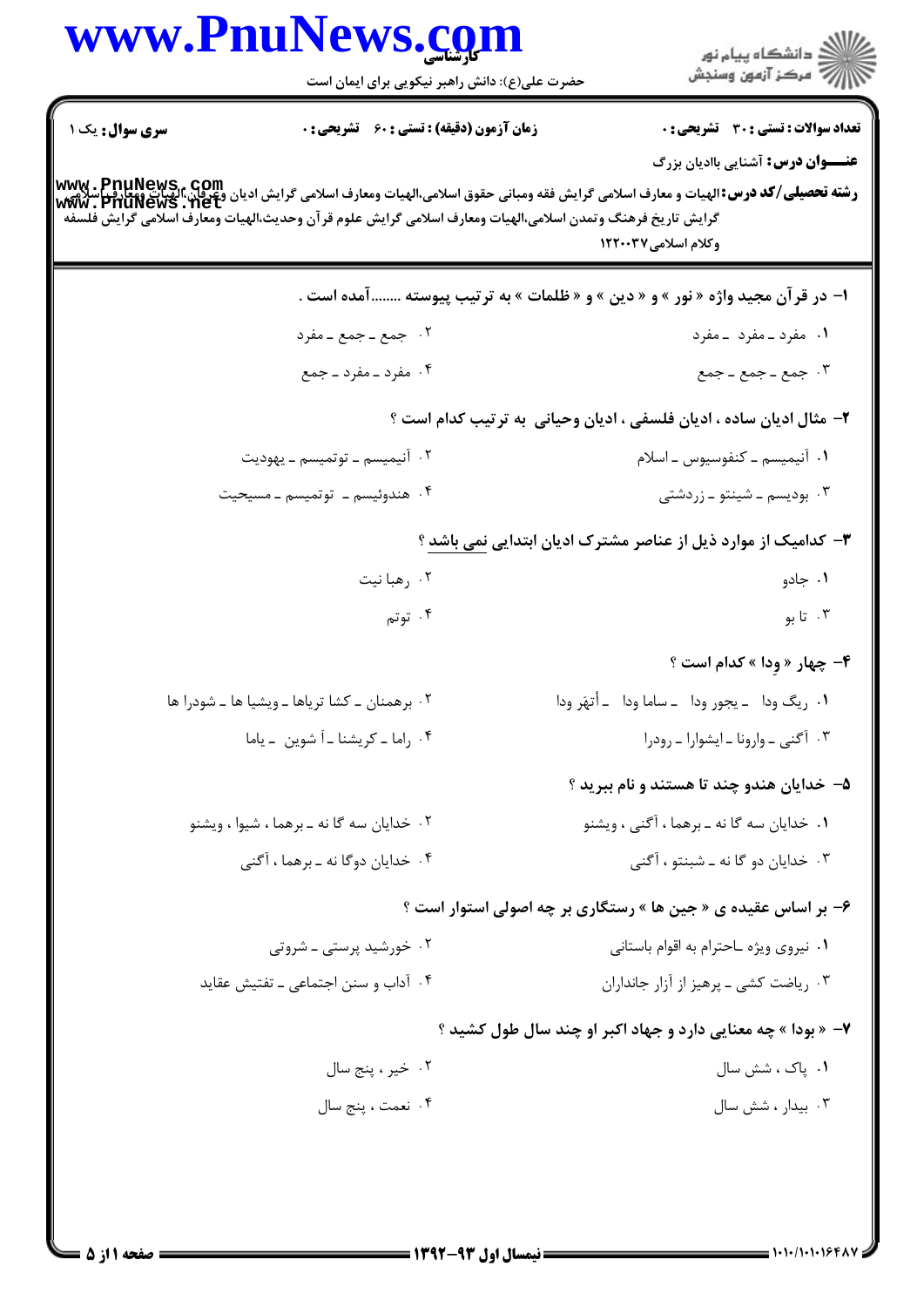**سری سوال:** یک ۱

**زمان آزمون (دقیقه) : تستی : ۶۰ تشریحی : ۰**

**تعداد سوالات : تستی : ۳۰ تشریحی : ۰**

**عنـــوان درس:** آشنایی باادیان بزرگ

**رشته تحصیلی/کد درس:** الهیات و معارف اسلامی گرایش فقه ومبانی حقوق اسلامی،الهیات ومعارف اسلامی گرایش ادیان وعرفان،الهیات ومعارف اسلامی گرایش تاریخ فرهنگ وتمدن اسلامی،الهیات ومعارف اسلامی گرایش علوم قرآن وحدیث،الهیات ومعارف اسلامی گرایش فلسفه وکلام اسلامی ۱۲۲۰۰۳۷

۱- در قرآن مجید واژه « نور » و « دین » و « ظلمات » به ترتیب پیوسته ........آمده است .

۱. مفرد ـ مفرد ـ مفرد

۲. جمع ـ جمع ـ مفرد

۳. جمع ـ جمع ـ جمع

۴. مفرد ـ مفرد ـ جمع

۲- مثال ادیان ساده ، ادیان فلسفی ، ادیان وحیانی به ترتیب کدام است ؟

۱. آنیمیسم ـ کنفوسیوس ـ اسلام

۲. آنیمیسم ـ توتمیسم ـ یهودیت

۳. بودیسم ـ شینتو ـ زردشتی

۴. هندوئیسم ـ توتمیسم ـ مسیحیت

۳- کدامیک از موارد ذیل از عناصر مشترک ادیان ابتدایی نمی باشد ؟

۱. جادو

۲. رهبا نیت

۳. تا بو

۴. توتم

۴- چهار « وِدا » کدام است ؟

۱. ریگ ودا ـ یجور ودا ـ ساما ودا ـ أتهَر ودا

۲. برهمنان ـ کشا تریاها ـ ویشیا ها ـ شودرا ها

۳. آگنی ـ وارونا ـ ایشوارا ـ رودرا

۴. راما ـ کریشنا ـ اَ شوین ـ یاما

۵- خدایان هندو چند تا هستند و نام ببرید ؟

۱. خدایان سه گا نه ـ برهما ، آگنی ، ویشنو

۲. خدایان سه گا نه ـ برهما ، شیوا ، ویشنو

۳. خدایان دو گا نه ـ شینتو ، آگنی

۴. خدایان دوگا نه ـ برهما ، آگنی

۶- بر اساس عقیده ی « جین ها » رستگاری بر چه اصولی استوار است ؟

۱. نیروی ویژه ـاحترام به اقوام باستانی

۲. خورشید پرستی ـ شروتی

۳. ریاضت کشی ـ پرهیز از آزار جانداران

۴. آداب و سنن اجتماعی ـ تفتیش عقاید

۷- « بودا » چه معنایی دارد و جهاد اکبر او چند سال طول کشید ؟

۱. پاک ، شش سال

۲. خیر ، پنج سال

۳. بیدار ، شش سال

۴. نعمت ، پنج سال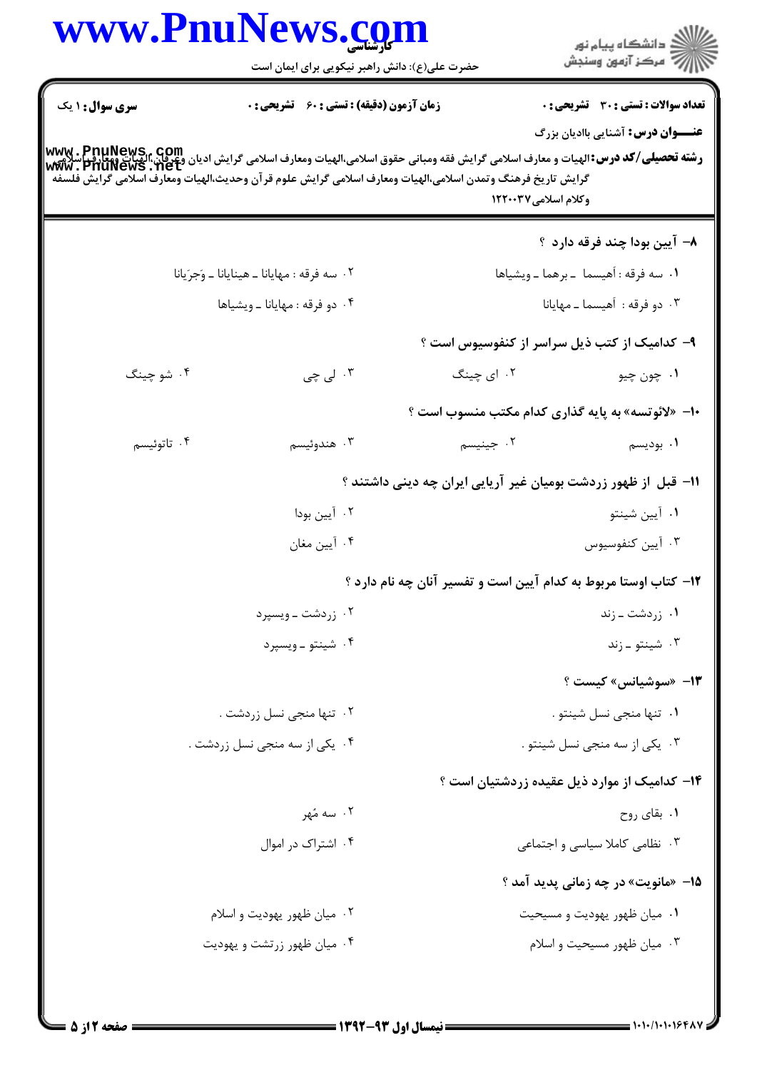**تعداد سوالات : تستی : ۳۰ تشریحی : ۰** | **زمان آزمون (دقیقه) : تستی : ۶۰ تشریحی : ۰** | **سری سوال : ۱ یک**

**عنـــوان درس:** آشنایی باادیان بزرگ

**رشته تحصیلی/کد درس:** الهیات و معارف اسلامی گرایش فقه ومبانی حقوق اسلامی،الهیات ومعارف اسلامی گرایش ادیان وعرفان،الهیات ومعارف اسلامی گرایش تاریخ فرهنگ وتمدن اسلامی،الهیات ومعارف اسلامی گرایش علوم قرآن وحدیث،الهیات ومعارف اسلامی گرایش فلسفه وکلام اسلامی۱۲۲۰۰۳۷

**۸- آیین بودا چند فرقه دارد ؟**

۱. سه فرقه : اَهیمسا ـ برهما ـ ویشیاها

۲. سه فرقه : مهایانا ـ هینایانا ـ وَجرَیانا

۳. دو فرقه : اَهیمسا ـ مهایانا

۴. دو فرقه : مهایانا ـ ویشیاها

**۹- کدامیک از کتب ذیل سراسر از کنفوسیوس است ؟**

۱. چون چیو

۲. ای چینگ

۳. لی چی

۴. شو چینگ

**۱۰- «لائوتسه» به پایه گذاری کدام مکتب منسوب است ؟**

۱. بودیسم

۲. جینیسم

۳. هندوئیسم

۴. تاتوئیسم

**۱۱- قبل از ظهور زردشت بومیان غیر آریایی ایران چه دینی داشتند ؟**

۱. آیین شینتو

۲. آیین بودا

۳. آیین کنفوسیوس

۴. آیین مغان

**۱۲- کتاب اوستا مربوط به کدام آیین است و تفسیر آنان چه نام دارد ؟**

۱. زردشت ـ زند

۲. زردشت ـ ویسپرد

۳. شینتو ـ زند

۴. شینتو ـ ویسپرد

**۱۳- «سوشیانس» کیست ؟**

۱. تنها منجی نسل شینتو .

۲. تنها منجی نسل زردشت .

۳. یکی از سه منجی نسل شینتو .

۴. یکی از سه منجی نسل زردشت .

**۱۴- کدامیک از موارد ذیل عقیده زردشتیان است ؟**

۱. بقای روح

۲. سه مُهر

۳. نظامی کاملا سیاسی و اجتماعی

۴. اشتراک در اموال

**۱۵- «مانویت» در چه زمانی پدید آمد ؟**

۱. میان ظهور یهودیت و مسیحیت

۲. میان ظهور یهودیت و اسلام

۳. میان ظهور مسیحیت و اسلام

۴. میان ظهور زرتشت و یهودیت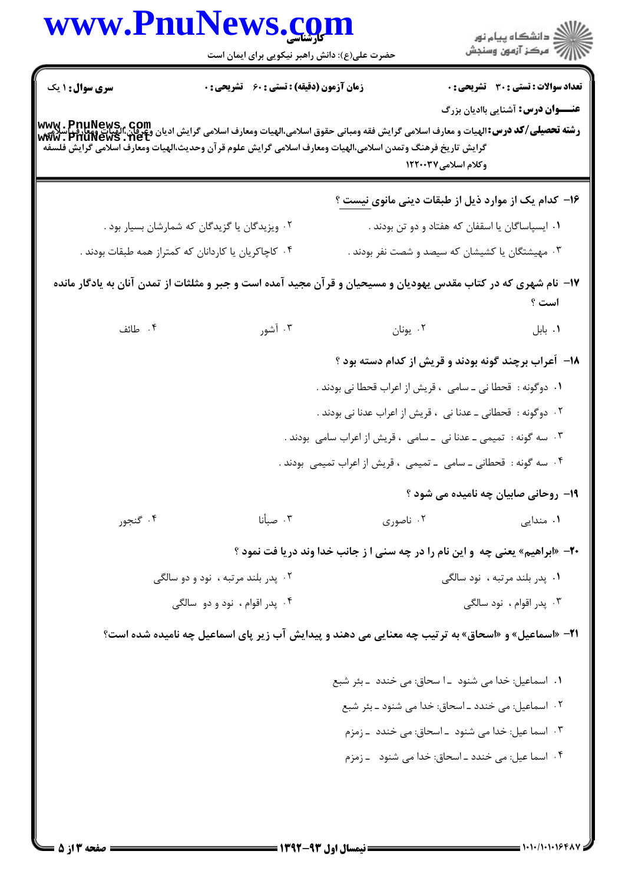**سری سوال:** ۱ یک | **زمان آزمون (دقیقه) : تستی : ۶۰ تشریحی : ۰** | **تعداد سوالات : تستی : ۳۰ تشریحی : ۰**

**عنـــوان درس:** آشنایی باادیان بزرگ

**رشته تحصیلی/کد درس:** الهیات و معارف اسلامی گرایش فقه ومبانی حقوق اسلامی،الهیات ومعارف اسلامی گرایش ادیان وعرفان،الهیات ومعارف اسلامی گرایش تاریخ فرهنگ وتمدن اسلامی،الهیات ومعارف اسلامی گرایش علوم قرآن وحدیث،الهیات ومعارف اسلامی گرایش فلسفه وکلام اسلامی ۱۲۲۰۰۳۷

**۱۶- کدام یک از موارد ذیل از طبقات دینی مانوی نیست ؟**

۱. ایسپاساگان یا اسقفان که هفتاد و دو تن بودند .

۲. ویزیدگان یا گزیدگان که شمارشان بسیار بود .

۳. مهیشتگان یا کشیشان که سیصد و شصت نفر بودند .

۴. کاچاکریان یا کاردانان که کمتراز همه طبقات بودند .

**۱۷- نام شهری که در کتاب مقدس یهودیان و مسیحیان و قرآن مجید آمده است و جبر و مثلثات از تمدن آنان به یادگار مانده است ؟**

۱. بابل

۲. یونان

۳. آشور

۴. طائف

**۱۸- اَعراب برچند گونه بودند و قریش از کدام دسته بود ؟**

۱. دوگونه : قحطا نی ـ سامی ، قریش از اعراب قحطا نی بودند .

۲. دوگونه : قحطانی ـ عدنا نی ، قریش از اعراب عدنا نی بودند .

۳. سه گونه : تمیمی ـ عدنا نی ـ سامی ، قریش از اعراب سامی بودند .

۴. سه گونه : قحطانی ـ سامی ـ تمیمی ، قریش از اعراب تمیمی بودند .

**۱۹- روحانی صابیان چه نامیده می شود ؟**

۱. مندایی

۲. ناصوری

۳. صبأنا

۴. گنجور

**۲۰- «ابراهیم» یعنی چه و این نام را در چه سنی ا ز جانب خدا وند دریا فت نمود ؟**

۱. پدر بلند مرتبه ، نود سالگی

۲. پدر بلند مرتبه ، نود و دو سالگی

۳. پدر اقوام ، نود سالگی

۴. پدر اقوام ، نود و دو سالگی

**۲۱- «اسماعیل» و «اسحاق» به ترتیب چه معنایی می دهند و پیدایش آب زیر پای اسماعیل چه نامیده شده است؟**

۱. اسماعیل: خدا می شنود ـ ا سحاق: می خندد ـ بئر شبع

۲. اسماعیل: می خندد ـ اسحاق: خدا می شنود ـ بئر شبع

۳. اسما عیل: خدا می شنود ـ اسحاق: می خندد ـ زمزم

۴. اسما عیل: می خندد ـ اسحاق: خدا می شنود ـ زمزم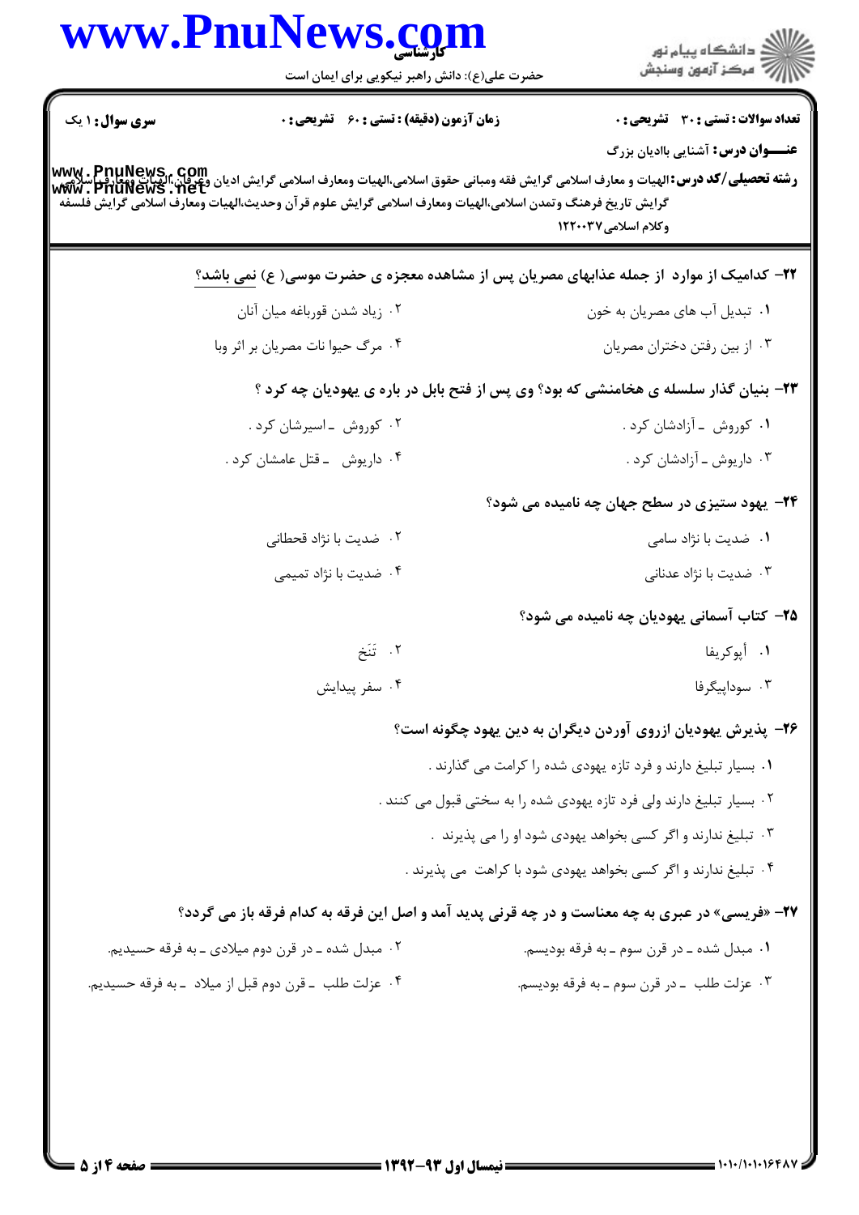**سری سوال:** ۱ یک

**زمان آزمون (دقیقه) : تستی :** ۶۰ **تشریحی :** ۰

**تعداد سوالات : تستی :** ۳۰ **تشریحی :** ۰

**عنـــوان درس:** آشنایی باادیان بزرگ

**رشته تحصیلی/کد درس:** الهیات و معارف اسلامی گرایش فقه ومبانی حقوق اسلامی،الهیات ومعارف اسلامی گرایش ادیان وعرفان،الهیات ومعارف اسلامی گرایش تاریخ فرهنگ وتمدن اسلامی،الهیات ومعارف اسلامی گرایش علوم قرآن وحدیث،الهیات ومعارف اسلامی گرایش فلسفه وکلام اسلامی ۱۲۲۰۰۳۷

۲۲- کدامیک از موارد از جمله عذابهای مصریان پس از مشاهده معجزه ی حضرت موسی( ع) نمی باشد؟

۱. تبدیل آب های مصریان به خون

۲. زیاد شدن قورباغه میان آنان

۳. از بین رفتن دختران مصریان

۴. مرگ حیوا نات مصریان بر اثر وبا

۲۳- بنیان گذار سلسله ی هخامنشی که بود؟ وی پس از فتح بابل در باره ی یهودیان چه کرد ؟

۱. کوروش ـ آزادشان کرد .

۲. کوروش ـ اسیرشان کرد .

۳. داریوش ـ آزادشان کرد .

۴. داریوش ـ قتل عامشان کرد .

۲۴- یهود ستیزی در سطح جهان چه نامیده می شود؟

۱. ضدیت با نژاد سامی

۲. ضدیت با نژاد قحطانی

۳. ضدیت با نژاد عدنانی

۴. ضدیت با نژاد تمیمی

۲۵- کتاب آسمانی یهودیان چه نامیده می شود؟

۱. أپوکریفا

۲. تَنَخ

۳. سوداپیگرفا

۴. سفر پیدایش

۲۶- پذیرش یهودیان ازروی آوردن دیگران به دین یهود چگونه است؟

۱. بسیار تبلیغ دارند و فرد تازه یهودی شده را کرامت می گذارند .

۲. بسیار تبلیغ دارند ولی فرد تازه یهودی شده را به سختی قبول می کنند .

۳. تبلیغ ندارند و اگر کسی بخواهد یهودی شود او را می پذیرند .

۴. تبلیغ ندارند و اگر کسی بخواهد یهودی شود با کراهت می پذیرند .

۲۷- «فریسی» در عبری به چه معناست و در چه قرنی پدید آمد و اصل این فرقه به کدام فرقه باز می گردد؟

۱. مبدل شده ـ در قرن سوم ـ به فرقه بودیسم.

۲. مبدل شده ـ در قرن دوم میلادی ـ به فرقه حسیدیم.

۳. عزلت طلب ـ در قرن سوم ـ به فرقه بودیسم.

۴. عزلت طلب ـ قرن دوم قبل از میلاد ـ به فرقه حسیدیم.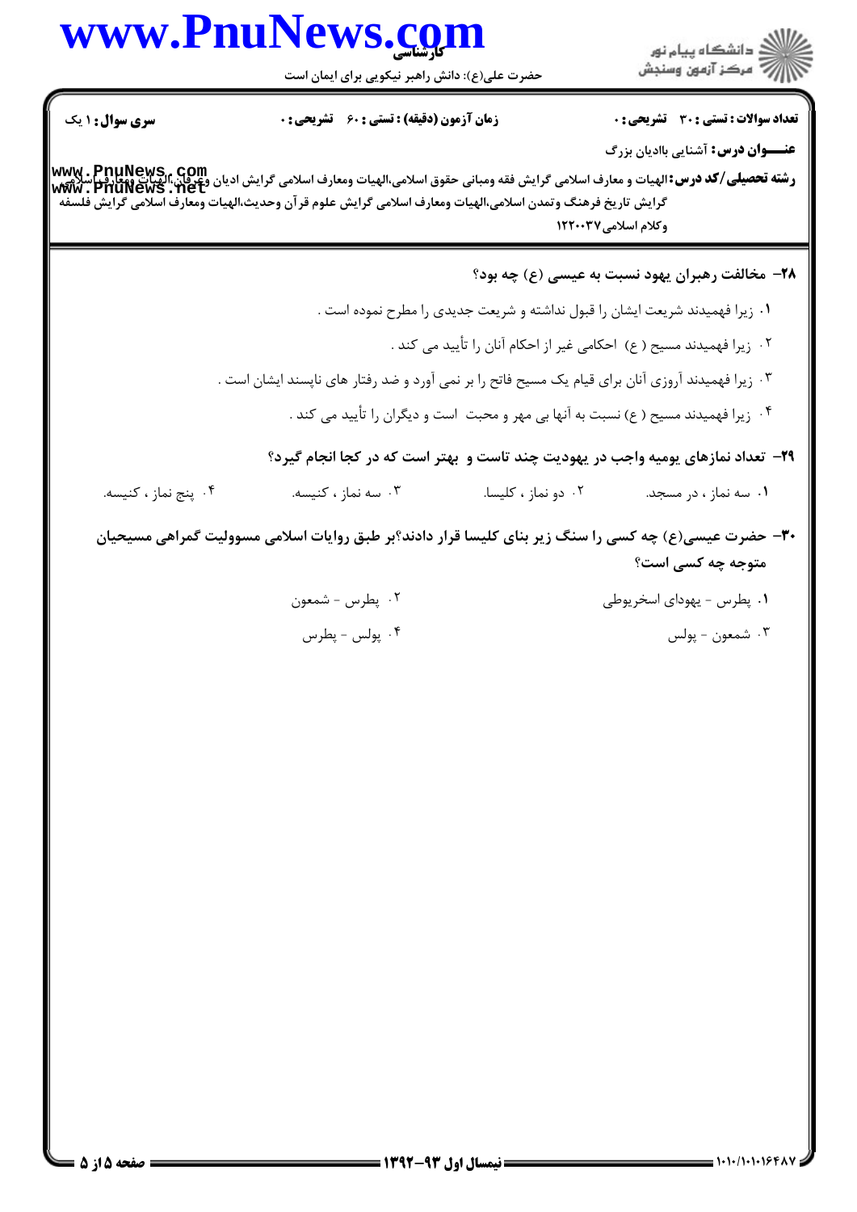**تعداد سوالات : تستی : ۳۰ تشریحی : ۰** **زمان آزمون (دقیقه) : تستی : ۶۰ تشریحی : ۰** **سری سوال : ۱ یک**

**عنــــوان درس :** آشنایی باادیان بزرگ

**رشته تحصیلی/کد درس :** الهیات و معارف اسلامی گرایش فقه ومبانی حقوق اسلامی،الهیات ومعارف اسلامی گرایش ادیان وعرفان،الهیات ومعارف اسلامی گرایش تاریخ فرهنگ وتمدن اسلامی،الهیات ومعارف اسلامی گرایش علوم قرآن وحدیث،الهیات ومعارف اسلامی گرایش فلسفه وکلام اسلامی ۱۲۲۰۰۳۷

**۲۸- مخالفت رهبران یهود نسبت به عیسی (ع) چه بود؟**

۱. زیرا فهمیدند شریعت ایشان را قبول نداشته و شریعت جدیدی را مطرح نموده است .

۲. زیرا فهمیدند مسیح (ع) احکامی غیر از احکام آنان را تأیید می کند .

۳. زیرا فهمیدند آروزی آنان برای قیام یک مسیح فاتح را بر نمی آورد و ضد رفتار های ناپسند ایشان است .

۴. زیرا فهمیدند مسیح (ع) نسبت به آنها بی مهر و محبت است و دیگران را تأیید می کند .

**۲۹- تعداد نمازهای یومیه واجب در یهودیت چند تاست و بهتر است که در کجا انجام گیرد؟**

۱. سه نماز ، در مسجد.

۲. دو نماز ، کلیسا.

۳. سه نماز ، کنیسه.

۴. پنج نماز ، کنیسه.

**۳۰- حضرت عیسی(ع) چه کسی را سنگ زیر بنای کلیسا قرار دادند؟بر طبق روایات اسلامی مسوولیت گمراهی مسیحیان متوجه چه کسی است؟**

۱. پطرس - یهودای اسخریوطی

۲. پطرس - شمعون

۳. شمعون - پولس

۴. پولس - پطرس